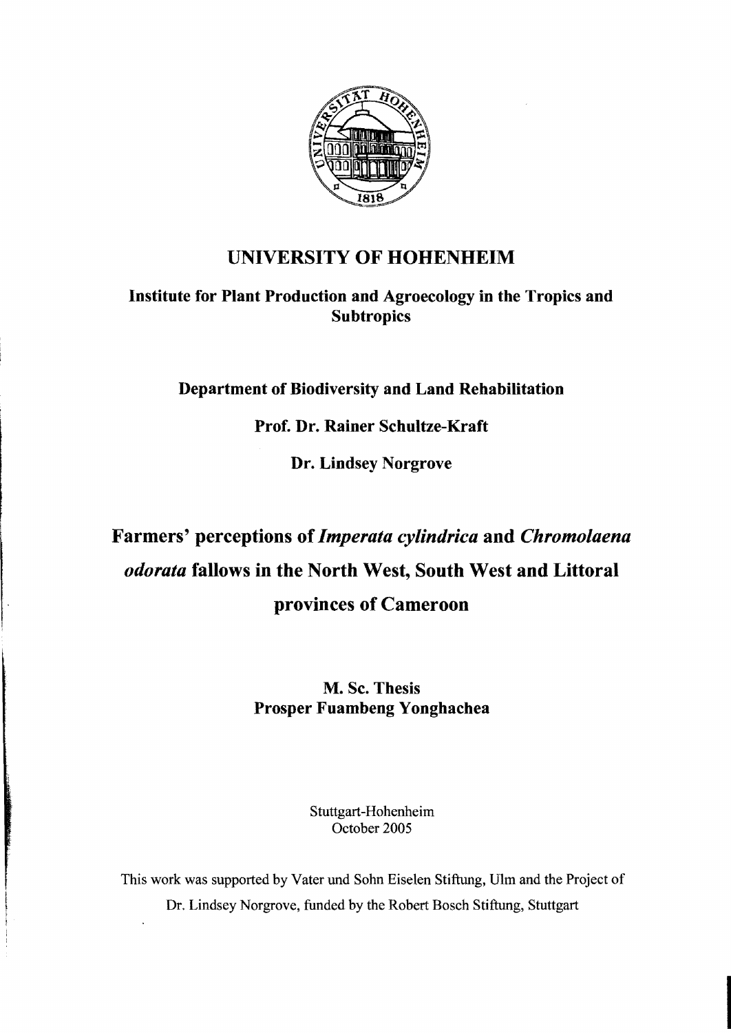# UNIVERSITY OF HOHENHEIM

## Institute for Plant Production and Agroecology in the Tropics and Subtropics

### Department of Biodiversity and Land Rehabilitation

**Prof. Dr. Rainer Schultze-Kraft**

**Dr. Lindsey Norgrove**

# Farmers' perceptions of *Imperata cylindrica* and *Chromolaena odorata* fallows in the North West, South West and Littoral provinces of Cameroon

**M. Sc. Thesis**
**Prosper Fuambeng Yonghachea**

Stuttgart-Hohenheim
October 2005

This work was supported by Vater und Sohn Eiselen Stiftung, Ulm and the Project of Dr. Lindsey Norgrove, funded by the Robert Bosch Stiftung, Stuttgart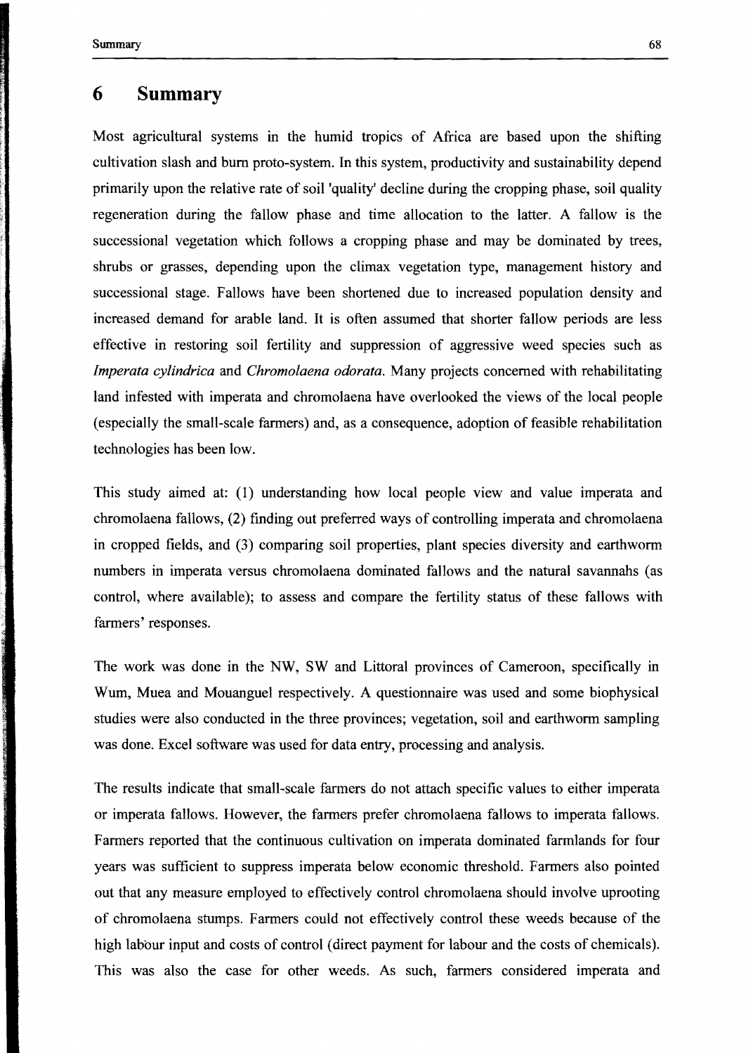# 6 Summary

Most agricultural systems in the humid tropics of Africa are based upon the shifting cultivation slash and burn proto-system. In this system, productivity and sustainability depend primarily upon the relative rate of soil 'quality' decline during the cropping phase, soil quality regeneration during the fallow phase and time allocation to the latter. A fallow is the successional vegetation which follows a cropping phase and may be dominated by trees, shrubs or grasses, depending upon the climax vegetation type, management history and successional stage. Fallows have been shortened due to increased population density and increased demand for arable land. It is often assumed that shorter fallow periods are less effective in restoring soil fertility and suppression of aggressive weed species such as *Imperata cylindrica* and *Chromolaena odorata*. Many projects concerned with rehabilitating land infested with imperata and chromolaena have overlooked the views of the local people (especially the small-scale farmers) and, as a consequence, adoption of feasible rehabilitation technologies has been low.

This study aimed at: (1) understanding how local people view and value imperata and chromolaena fallows, (2) finding out preferred ways of controlling imperata and chromolaena in cropped fields, and (3) comparing soil properties, plant species diversity and earthworm numbers in imperata versus chromolaena dominated fallows and the natural savannahs (as control, where available); to assess and compare the fertility status of these fallows with farmers' responses.

The work was done in the NW, SW and Littoral provinces of Cameroon, specifically in Wum, Muea and Mouanguel respectively. A questionnaire was used and some biophysical studies were also conducted in the three provinces; vegetation, soil and earthworm sampling was done. Excel software was used for data entry, processing and analysis.

The results indicate that small-scale farmers do not attach specific values to either imperata or imperata fallows. However, the farmers prefer chromolaena fallows to imperata fallows. Farmers reported that the continuous cultivation on imperata dominated farmlands for four years was sufficient to suppress imperata below economic threshold. Farmers also pointed out that any measure employed to effectively control chromolaena should involve uprooting of chromolaena stumps. Farmers could not effectively control these weeds because of the high labour input and costs of control (direct payment for labour and the costs of chemicals). This was also the case for other weeds. As such, farmers considered imperata and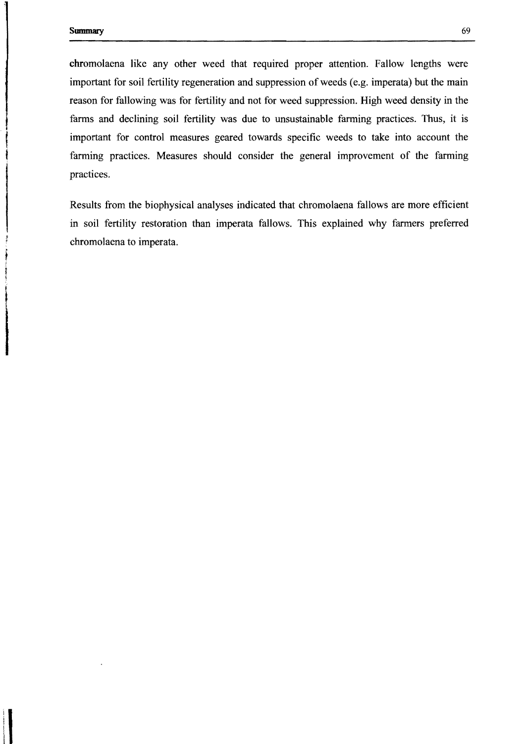chromolaena like any other weed that required proper attention. Fallow lengths were important for soil fertility regeneration and suppression of weeds (e.g. imperata) but the main reason for fallowing was for fertility and not for weed suppression. High weed density in the farms and declining soil fertility was due to unsustainable farming practices. Thus, it is important for control measures geared towards specific weeds to take into account the farming practices. Measures should consider the general improvement of the farming practices.

Results from the biophysical analyses indicated that chromolaena fallows are more efficient in soil fertility restoration than imperata fallows. This explained why farmers preferred chromolaena to imperata.